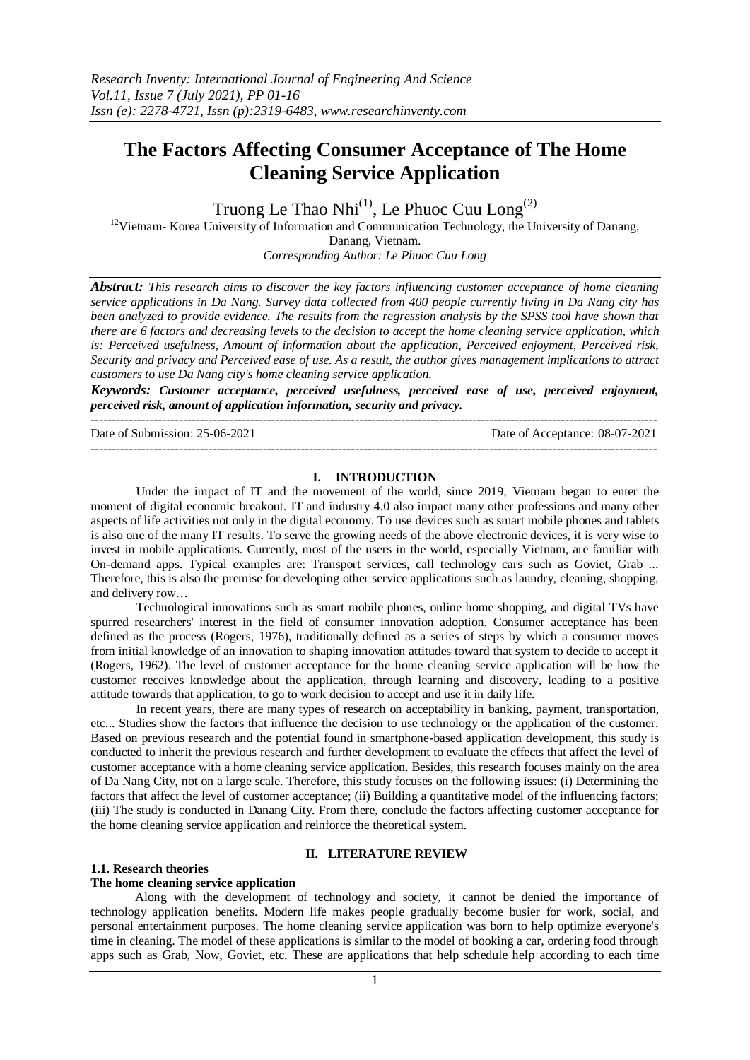# The Factors Affecting Consumer Acceptance of The Home Cleaning Service Application

Truong Le Thao Nhi[1], Le Phuoc Cuu Long[2]

[12]Vietnam- Korea University of Information and Communication Technology, the University of Danang, Danang, Vietnam.

*Corresponding Author: Le Phuoc Cuu Long*

***Abstract:*** *This research aims to discover the key factors influencing customer acceptance of home cleaning service applications in Da Nang. Survey data collected from 400 people currently living in Da Nang city has been analyzed to provide evidence. The results from the regression analysis by the SPSS tool have shown that there are 6 factors and decreasing levels to the decision to accept the home cleaning service application, which is: Perceived usefulness, Amount of information about the application, Perceived enjoyment, Perceived risk, Security and privacy and Perceived ease of use. As a result, the author gives management implications to attract customers to use Da Nang city's home cleaning service application.*

***Keywords: Customer acceptance, perceived usefulness, perceived ease of use, perceived enjoyment, perceived risk, amount of application information, security and privacy.***

---

Date of Submission: 25-06-2021 Date of Acceptance: 08-07-2021

---

## I. INTRODUCTION

Under the impact of IT and the movement of the world, since 2019, Vietnam began to enter the moment of digital economic breakout. IT and industry 4.0 also impact many other professions and many other aspects of life activities not only in the digital economy. To use devices such as smart mobile phones and tablets is also one of the many IT results. To serve the growing needs of the above electronic devices, it is very wise to invest in mobile applications. Currently, most of the users in the world, especially Vietnam, are familiar with On-demand apps. Typical examples are: Transport services, call technology cars such as Goviet, Grab ... Therefore, this is also the premise for developing other service applications such as laundry, cleaning, shopping, and delivery row…

Technological innovations such as smart mobile phones, online home shopping, and digital TVs have spurred researchers' interest in the field of consumer innovation adoption. Consumer acceptance has been defined as the process (Rogers, 1976), traditionally defined as a series of steps by which a consumer moves from initial knowledge of an innovation to shaping innovation attitudes toward that system to decide to accept it (Rogers, 1962). The level of customer acceptance for the home cleaning service application will be how the customer receives knowledge about the application, through learning and discovery, leading to a positive attitude towards that application, to go to work decision to accept and use it in daily life.

In recent years, there are many types of research on acceptability in banking, payment, transportation, etc... Studies show the factors that influence the decision to use technology or the application of the customer. Based on previous research and the potential found in smartphone-based application development, this study is conducted to inherit the previous research and further development to evaluate the effects that affect the level of customer acceptance with a home cleaning service application. Besides, this research focuses mainly on the area of Da Nang City, not on a large scale. Therefore, this study focuses on the following issues: (i) Determining the factors that affect the level of customer acceptance; (ii) Building a quantitative model of the influencing factors; (iii) The study is conducted in Danang City. From there, conclude the factors affecting customer acceptance for the home cleaning service application and reinforce the theoretical system.

## II. LITERATURE REVIEW

### 1.1. Research theories

#### The home cleaning service application

Along with the development of technology and society, it cannot be denied the importance of technology application benefits. Modern life makes people gradually become busier for work, social, and personal entertainment purposes. The home cleaning service application was born to help optimize everyone's time in cleaning. The model of these applications is similar to the model of booking a car, ordering food through apps such as Grab, Now, Goviet, etc. These are applications that help schedule help according to each time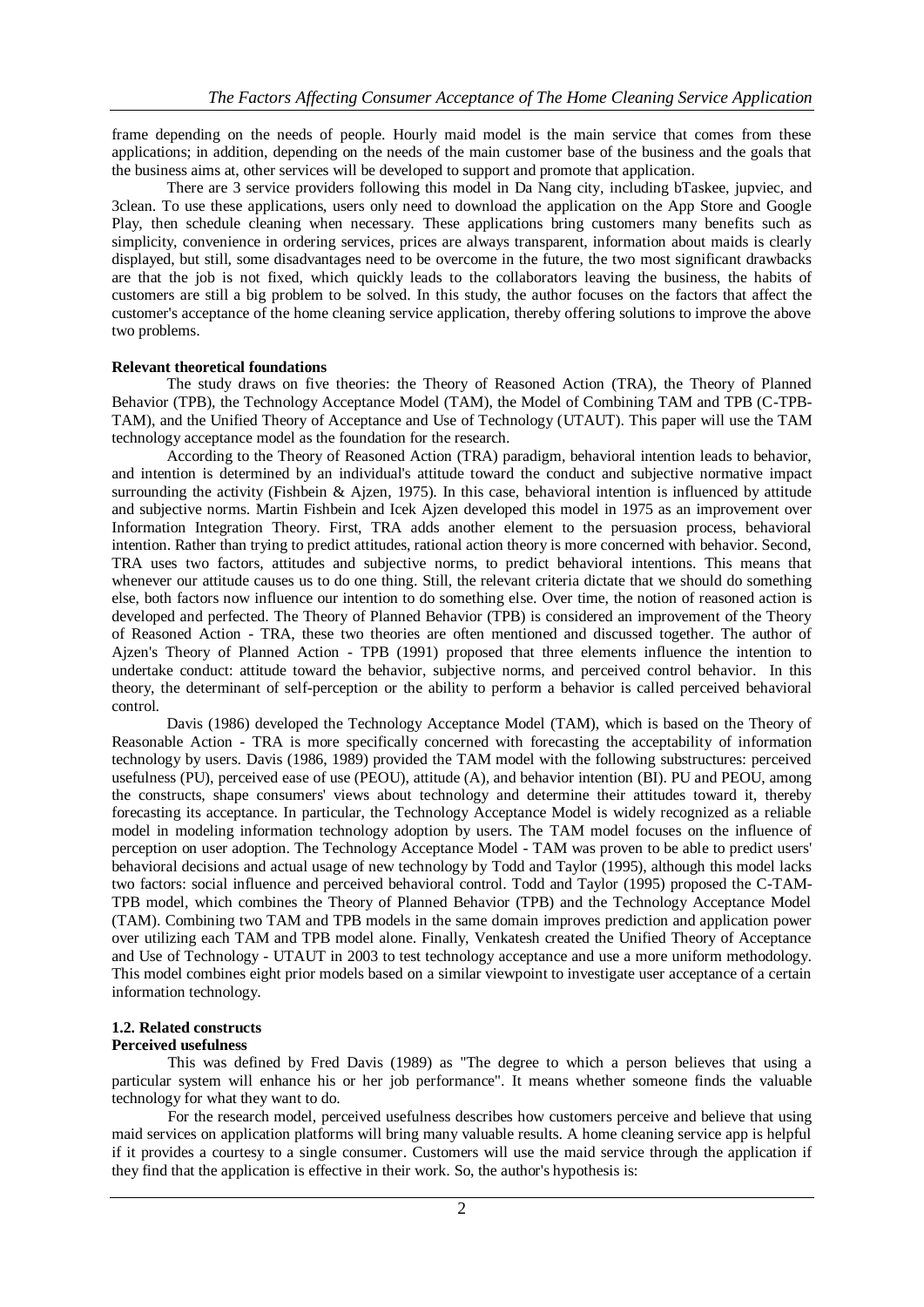frame depending on the needs of people. Hourly maid model is the main service that comes from these applications; in addition, depending on the needs of the main customer base of the business and the goals that the business aims at, other services will be developed to support and promote that application.

There are 3 service providers following this model in Da Nang city, including bTaskee, jupviec, and 3clean. To use these applications, users only need to download the application on the App Store and Google Play, then schedule cleaning when necessary. These applications bring customers many benefits such as simplicity, convenience in ordering services, prices are always transparent, information about maids is clearly displayed, but still, some disadvantages need to be overcome in the future, the two most significant drawbacks are that the job is not fixed, which quickly leads to the collaborators leaving the business, the habits of customers are still a big problem to be solved. In this study, the author focuses on the factors that affect the customer's acceptance of the home cleaning service application, thereby offering solutions to improve the above two problems.

**Relevant theoretical foundations**

The study draws on five theories: the Theory of Reasoned Action (TRA), the Theory of Planned Behavior (TPB), the Technology Acceptance Model (TAM), the Model of Combining TAM and TPB (C-TPB-TAM), and the Unified Theory of Acceptance and Use of Technology (UTAUT). This paper will use the TAM technology acceptance model as the foundation for the research.

According to the Theory of Reasoned Action (TRA) paradigm, behavioral intention leads to behavior, and intention is determined by an individual's attitude toward the conduct and subjective normative impact surrounding the activity (Fishbein & Ajzen, 1975). In this case, behavioral intention is influenced by attitude and subjective norms. Martin Fishbein and Icek Ajzen developed this model in 1975 as an improvement over Information Integration Theory. First, TRA adds another element to the persuasion process, behavioral intention. Rather than trying to predict attitudes, rational action theory is more concerned with behavior. Second, TRA uses two factors, attitudes and subjective norms, to predict behavioral intentions. This means that whenever our attitude causes us to do one thing. Still, the relevant criteria dictate that we should do something else, both factors now influence our intention to do something else. Over time, the notion of reasoned action is developed and perfected. The Theory of Planned Behavior (TPB) is considered an improvement of the Theory of Reasoned Action - TRA, these two theories are often mentioned and discussed together. The author of Ajzen's Theory of Planned Action - TPB (1991) proposed that three elements influence the intention to undertake conduct: attitude toward the behavior, subjective norms, and perceived control behavior. In this theory, the determinant of self-perception or the ability to perform a behavior is called perceived behavioral control.

Davis (1986) developed the Technology Acceptance Model (TAM), which is based on the Theory of Reasonable Action - TRA is more specifically concerned with forecasting the acceptability of information technology by users. Davis (1986, 1989) provided the TAM model with the following substructures: perceived usefulness (PU), perceived ease of use (PEOU), attitude (A), and behavior intention (BI). PU and PEOU, among the constructs, shape consumers' views about technology and determine their attitudes toward it, thereby forecasting its acceptance. In particular, the Technology Acceptance Model is widely recognized as a reliable model in modeling information technology adoption by users. The TAM model focuses on the influence of perception on user adoption. The Technology Acceptance Model - TAM was proven to be able to predict users' behavioral decisions and actual usage of new technology by Todd and Taylor (1995), although this model lacks two factors: social influence and perceived behavioral control. Todd and Taylor (1995) proposed the C-TAM-TPB model, which combines the Theory of Planned Behavior (TPB) and the Technology Acceptance Model (TAM). Combining two TAM and TPB models in the same domain improves prediction and application power over utilizing each TAM and TPB model alone. Finally, Venkatesh created the Unified Theory of Acceptance and Use of Technology - UTAUT in 2003 to test technology acceptance and use a more uniform methodology. This model combines eight prior models based on a similar viewpoint to investigate user acceptance of a certain information technology.

**1.2. Related constructs**

**Perceived usefulness**

This was defined by Fred Davis (1989) as "The degree to which a person believes that using a particular system will enhance his or her job performance". It means whether someone finds the valuable technology for what they want to do.

For the research model, perceived usefulness describes how customers perceive and believe that using maid services on application platforms will bring many valuable results. A home cleaning service app is helpful if it provides a courtesy to a single consumer. Customers will use the maid service through the application if they find that the application is effective in their work. So, the author's hypothesis is: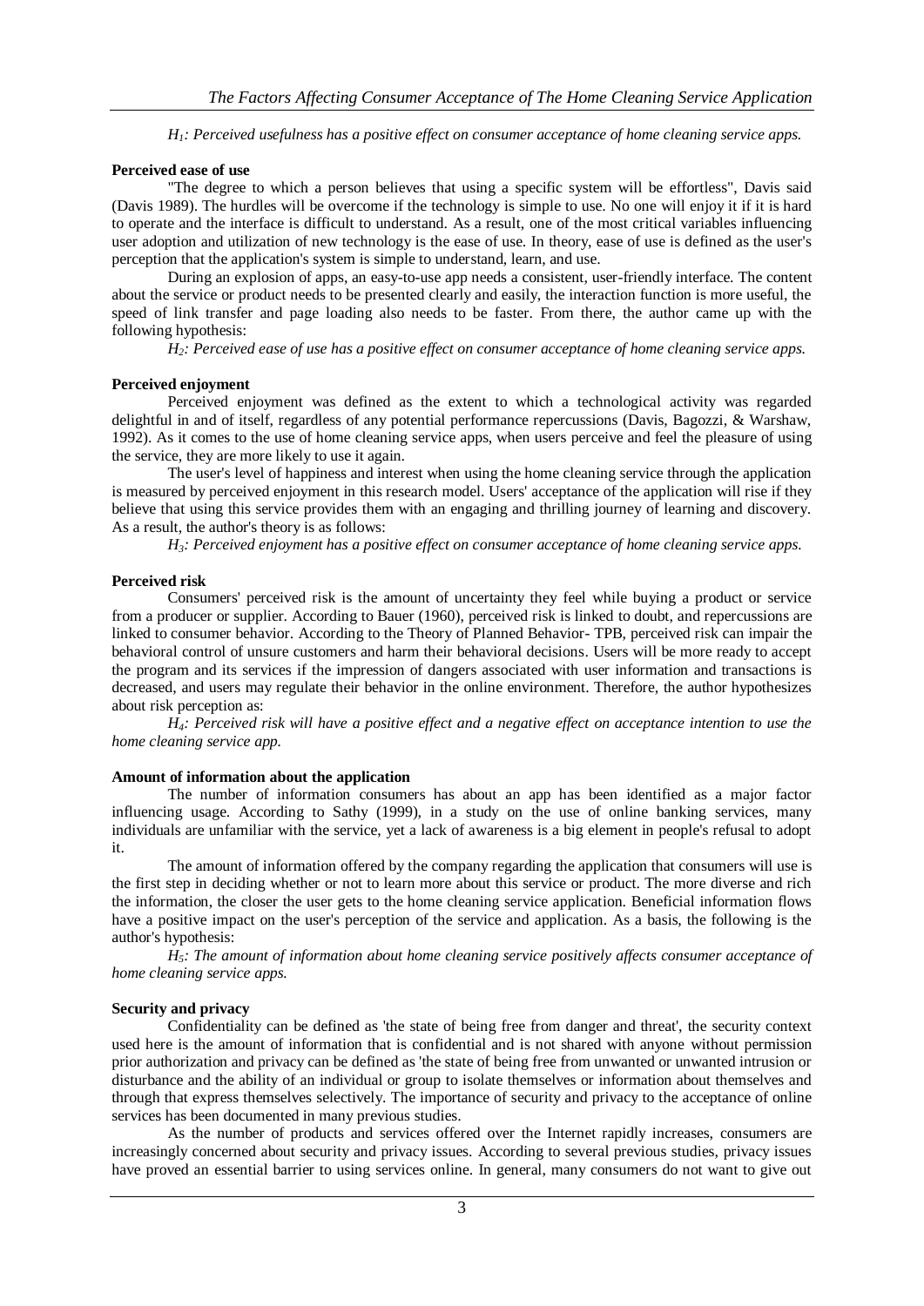*$H_1$: Perceived usefulness has a positive effect on consumer acceptance of home cleaning service apps.*

**Perceived ease of use**

"The degree to which a person believes that using a specific system will be effortless", Davis said (Davis 1989). The hurdles will be overcome if the technology is simple to use. No one will enjoy it if it is hard to operate and the interface is difficult to understand. As a result, one of the most critical variables influencing user adoption and utilization of new technology is the ease of use. In theory, ease of use is defined as the user's perception that the application's system is simple to understand, learn, and use.

During an explosion of apps, an easy-to-use app needs a consistent, user-friendly interface. The content about the service or product needs to be presented clearly and easily, the interaction function is more useful, the speed of link transfer and page loading also needs to be faster. From there, the author came up with the following hypothesis:

*$H_2$: Perceived ease of use has a positive effect on consumer acceptance of home cleaning service apps.*

**Perceived enjoyment**

Perceived enjoyment was defined as the extent to which a technological activity was regarded delightful in and of itself, regardless of any potential performance repercussions (Davis, Bagozzi, & Warshaw, 1992). As it comes to the use of home cleaning service apps, when users perceive and feel the pleasure of using the service, they are more likely to use it again.

The user's level of happiness and interest when using the home cleaning service through the application is measured by perceived enjoyment in this research model. Users' acceptance of the application will rise if they believe that using this service provides them with an engaging and thrilling journey of learning and discovery. As a result, the author's theory is as follows:

*$H_3$: Perceived enjoyment has a positive effect on consumer acceptance of home cleaning service apps.*

**Perceived risk**

Consumers' perceived risk is the amount of uncertainty they feel while buying a product or service from a producer or supplier. According to Bauer (1960), perceived risk is linked to doubt, and repercussions are linked to consumer behavior. According to the Theory of Planned Behavior- TPB, perceived risk can impair the behavioral control of unsure customers and harm their behavioral decisions. Users will be more ready to accept the program and its services if the impression of dangers associated with user information and transactions is decreased, and users may regulate their behavior in the online environment. Therefore, the author hypothesizes about risk perception as:

*$H_4$: Perceived risk will have a positive effect and a negative effect on acceptance intention to use the home cleaning service app.*

**Amount of information about the application**

The number of information consumers has about an app has been identified as a major factor influencing usage. According to Sathy (1999), in a study on the use of online banking services, many individuals are unfamiliar with the service, yet a lack of awareness is a big element in people's refusal to adopt it.

The amount of information offered by the company regarding the application that consumers will use is the first step in deciding whether or not to learn more about this service or product. The more diverse and rich the information, the closer the user gets to the home cleaning service application. Beneficial information flows have a positive impact on the user's perception of the service and application. As a basis, the following is the author's hypothesis:

*$H_5$: The amount of information about home cleaning service positively affects consumer acceptance of home cleaning service apps.*

**Security and privacy**

Confidentiality can be defined as 'the state of being free from danger and threat', the security context used here is the amount of information that is confidential and is not shared with anyone without permission prior authorization and privacy can be defined as 'the state of being free from unwanted or unwanted intrusion or disturbance and the ability of an individual or group to isolate themselves or information about themselves and through that express themselves selectively. The importance of security and privacy to the acceptance of online services has been documented in many previous studies.

As the number of products and services offered over the Internet rapidly increases, consumers are increasingly concerned about security and privacy issues. According to several previous studies, privacy issues have proved an essential barrier to using services online. In general, many consumers do not want to give out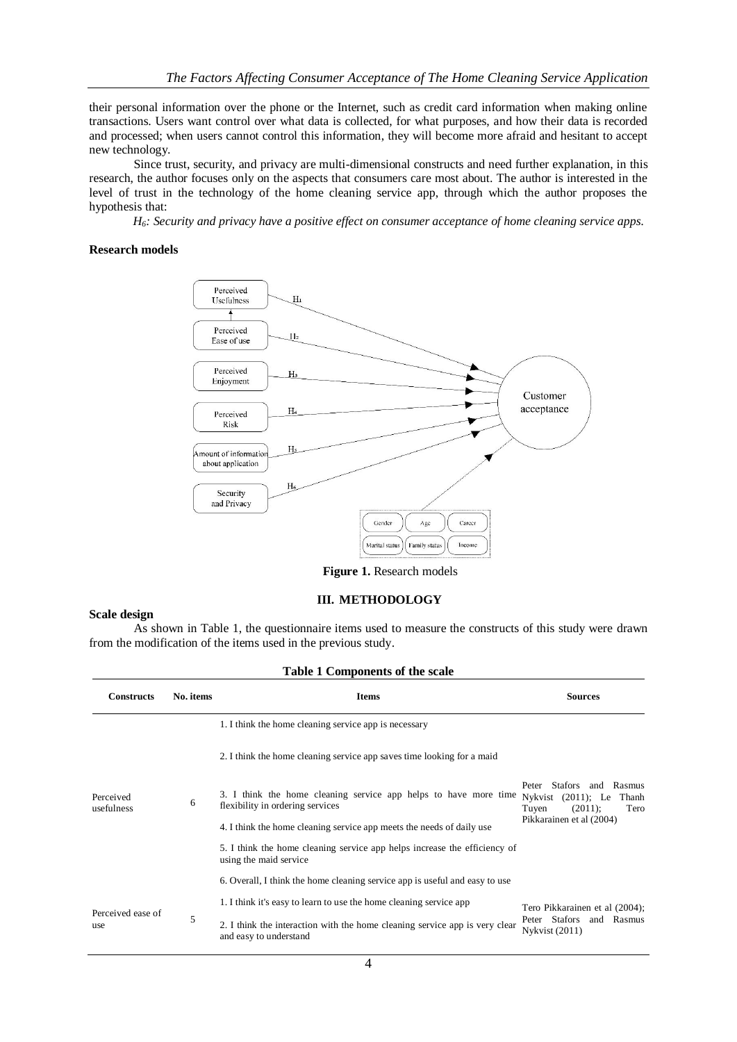their personal information over the phone or the Internet, such as credit card information when making online transactions. Users want control over what data is collected, for what purposes, and how their data is recorded and processed; when users cannot control this information, they will become more afraid and hesitant to accept new technology.

Since trust, security, and privacy are multi-dimensional constructs and need further explanation, in this research, the author focuses only on the aspects that consumers care most about. The author is interested in the level of trust in the technology of the home cleaning service app, through which the author proposes the hypothesis that:

*$H_6$: Security and privacy have a positive effect on consumer acceptance of home cleaning service apps.*

**Research models**

**Figure 1.** Research models

## III. METHODOLOGY

**Scale design**

As shown in Table 1, the questionnaire items used to measure the constructs of this study were drawn from the modification of the items used in the previous study.

**Table 1 Components of the scale**

| Constructs | No. items | Items | Sources |
|---|---|---|---|
| Perceived usefulness | 6 | 1. I think the home cleaning service app is necessary | Peter Stafors and Rasmus Nykvist (2011); Le Thanh Tuyen (2011); Tero Pikkarainen et al (2004) |
| | | 2. I think the home cleaning service app saves time looking for a maid | |
| | | 3. I think the home cleaning service app helps to have more time flexibility in ordering services | |
| | | 4. I think the home cleaning service app meets the needs of daily use | |
| | | 5. I think the home cleaning service app helps increase the efficiency of using the maid service | |
| | | 6. Overall, I think the home cleaning service app is useful and easy to use | |
| Perceived ease of use | 5 | 1. I think it's easy to learn to use the home cleaning service app | Tero Pikkarainen et al (2004); Peter Stafors and Rasmus Nykvist (2011) |
| | | 2. I think the interaction with the home cleaning service app is very clear and easy to understand | |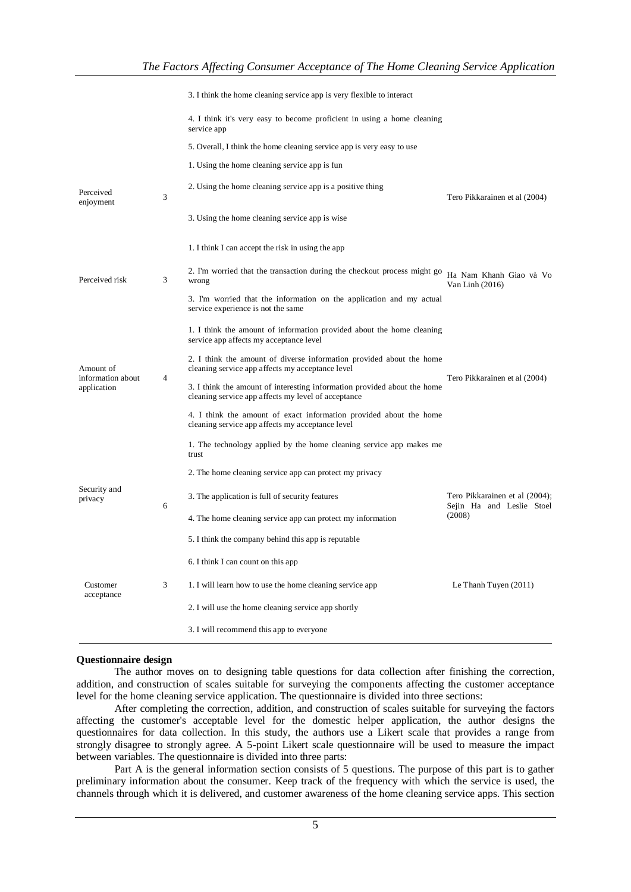| | | | |
|---|---|---|---|
| | | 3. I think the home cleaning service app is very flexible to interact | |
| | | 4. I think it's very easy to become proficient in using a home cleaning service app | |
| | | 5. Overall, I think the home cleaning service app is very easy to use | |
| Perceived enjoyment | 3 | 1. Using the home cleaning service app is fun | Tero Pikkarainen et al (2004) |
| | | 2. Using the home cleaning service app is a positive thing | |
| | | 3. Using the home cleaning service app is wise | |
| Perceived risk | 3 | 1. I think I can accept the risk in using the app | Ha Nam Khanh Giao và Vo Van Linh (2016) |
| | | 2. I'm worried that the transaction during the checkout process might go wrong | |
| | | 3. I'm worried that the information on the application and my actual service experience is not the same | |
| Amount of information about application | 4 | 1. I think the amount of information provided about the home cleaning service app affects my acceptance level | Tero Pikkarainen et al (2004) |
| | | 2. I think the amount of diverse information provided about the home cleaning service app affects my acceptance level | |
| | | 3. I think the amount of interesting information provided about the home cleaning service app affects my level of acceptance | |
| | | 4. I think the amount of exact information provided about the home cleaning service app affects my acceptance level | |
| Security and privacy | 6 | 1. The technology applied by the home cleaning service app makes me trust | Tero Pikkarainen et al (2004); Sejin Ha and Leslie Stoel (2008) |
| | | 2. The home cleaning service app can protect my privacy | |
| | | 3. The application is full of security features | |
| | | 4. The home cleaning service app can protect my information | |
| | | 5. I think the company behind this app is reputable | |
| | | 6. I think I can count on this app | |
| Customer acceptance | 3 | 1. I will learn how to use the home cleaning service app | Le Thanh Tuyen (2011) |
| | | 2. I will use the home cleaning service app shortly | |
| | | 3. I will recommend this app to everyone | |

**Questionnaire design**

The author moves on to designing table questions for data collection after finishing the correction, addition, and construction of scales suitable for surveying the components affecting the customer acceptance level for the home cleaning service application. The questionnaire is divided into three sections:

After completing the correction, addition, and construction of scales suitable for surveying the factors affecting the customer's acceptable level for the domestic helper application, the author designs the questionnaires for data collection. In this study, the authors use a Likert scale that provides a range from strongly disagree to strongly agree. A 5-point Likert scale questionnaire will be used to measure the impact between variables. The questionnaire is divided into three parts:

Part A is the general information section consists of 5 questions. The purpose of this part is to gather preliminary information about the consumer. Keep track of the frequency with which the service is used, the channels through which it is delivered, and customer awareness of the home cleaning service apps. This section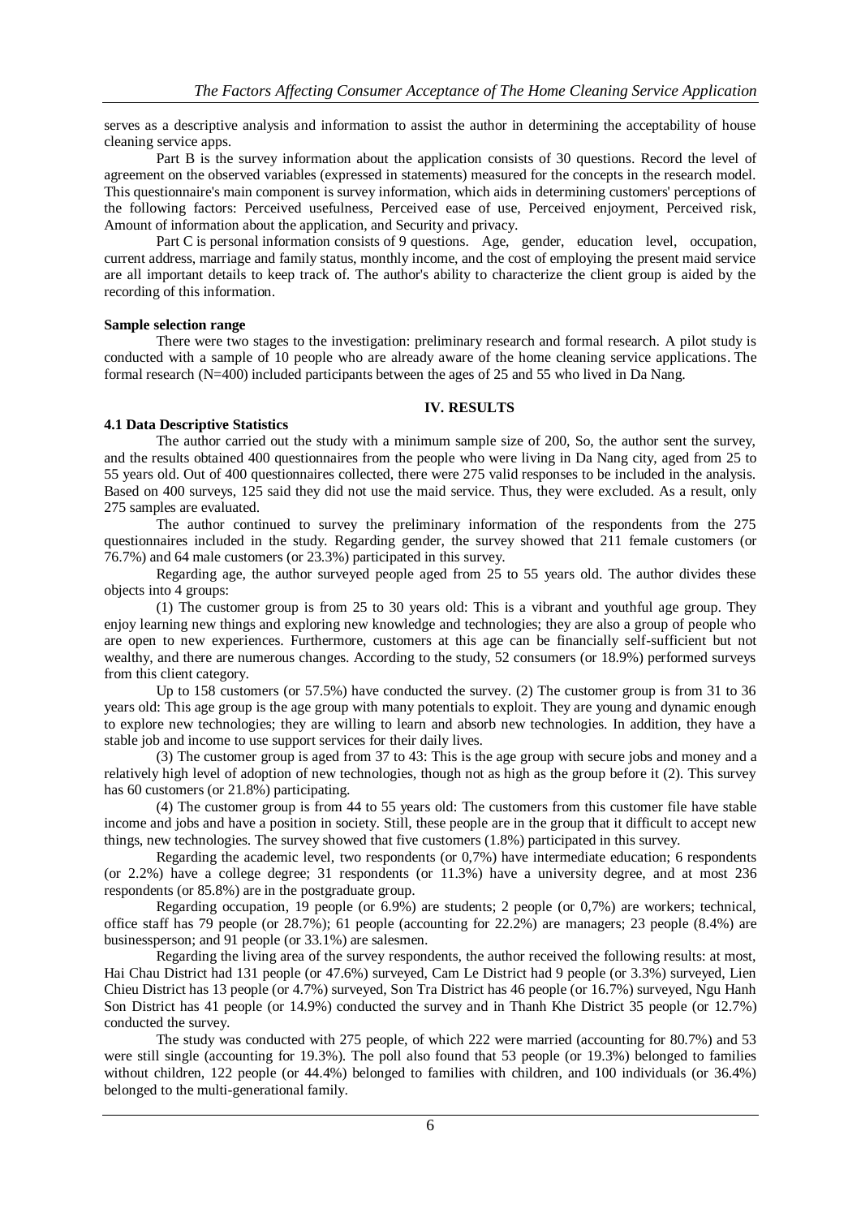serves as a descriptive analysis and information to assist the author in determining the acceptability of house cleaning service apps.

Part B is the survey information about the application consists of 30 questions. Record the level of agreement on the observed variables (expressed in statements) measured for the concepts in the research model. This questionnaire's main component is survey information, which aids in determining customers' perceptions of the following factors: Perceived usefulness, Perceived ease of use, Perceived enjoyment, Perceived risk, Amount of information about the application, and Security and privacy.

Part C is personal information consists of 9 questions. Age, gender, education level, occupation, current address, marriage and family status, monthly income, and the cost of employing the present maid service are all important details to keep track of. The author's ability to characterize the client group is aided by the recording of this information.

**Sample selection range**

There were two stages to the investigation: preliminary research and formal research. A pilot study is conducted with a sample of 10 people who are already aware of the home cleaning service applications. The formal research (N=400) included participants between the ages of 25 and 55 who lived in Da Nang.

## IV. RESULTS

### 4.1 Data Descriptive Statistics

The author carried out the study with a minimum sample size of 200, So, the author sent the survey, and the results obtained 400 questionnaires from the people who were living in Da Nang city, aged from 25 to 55 years old. Out of 400 questionnaires collected, there were 275 valid responses to be included in the analysis. Based on 400 surveys, 125 said they did not use the maid service. Thus, they were excluded. As a result, only 275 samples are evaluated.

The author continued to survey the preliminary information of the respondents from the 275 questionnaires included in the study. Regarding gender, the survey showed that 211 female customers (or 76.7%) and 64 male customers (or 23.3%) participated in this survey.

Regarding age, the author surveyed people aged from 25 to 55 years old. The author divides these objects into 4 groups:

(1) The customer group is from 25 to 30 years old: This is a vibrant and youthful age group. They enjoy learning new things and exploring new knowledge and technologies; they are also a group of people who are open to new experiences. Furthermore, customers at this age can be financially self-sufficient but not wealthy, and there are numerous changes. According to the study, 52 consumers (or 18.9%) performed surveys from this client category.

Up to 158 customers (or 57.5%) have conducted the survey. (2) The customer group is from 31 to 36 years old: This age group is the age group with many potentials to exploit. They are young and dynamic enough to explore new technologies; they are willing to learn and absorb new technologies. In addition, they have a stable job and income to use support services for their daily lives.

(3) The customer group is aged from 37 to 43: This is the age group with secure jobs and money and a relatively high level of adoption of new technologies, though not as high as the group before it (2). This survey has 60 customers (or 21.8%) participating.

(4) The customer group is from 44 to 55 years old: The customers from this customer file have stable income and jobs and have a position in society. Still, these people are in the group that it difficult to accept new things, new technologies. The survey showed that five customers (1.8%) participated in this survey.

Regarding the academic level, two respondents (or 0,7%) have intermediate education; 6 respondents (or 2.2%) have a college degree; 31 respondents (or 11.3%) have a university degree, and at most 236 respondents (or 85.8%) are in the postgraduate group.

Regarding occupation, 19 people (or 6.9%) are students; 2 people (or 0,7%) are workers; technical, office staff has 79 people (or 28.7%); 61 people (accounting for 22.2%) are managers; 23 people (8.4%) are businessperson; and 91 people (or 33.1%) are salesmen.

Regarding the living area of the survey respondents, the author received the following results: at most, Hai Chau District had 131 people (or 47.6%) surveyed, Cam Le District had 9 people (or 3.3%) surveyed, Lien Chieu District has 13 people (or 4.7%) surveyed, Son Tra District has 46 people (or 16.7%) surveyed, Ngu Hanh Son District has 41 people (or 14.9%) conducted the survey and in Thanh Khe District 35 people (or 12.7%) conducted the survey.

The study was conducted with 275 people, of which 222 were married (accounting for 80.7%) and 53 were still single (accounting for 19.3%). The poll also found that 53 people (or 19.3%) belonged to families without children, 122 people (or 44.4%) belonged to families with children, and 100 individuals (or 36.4%) belonged to the multi-generational family.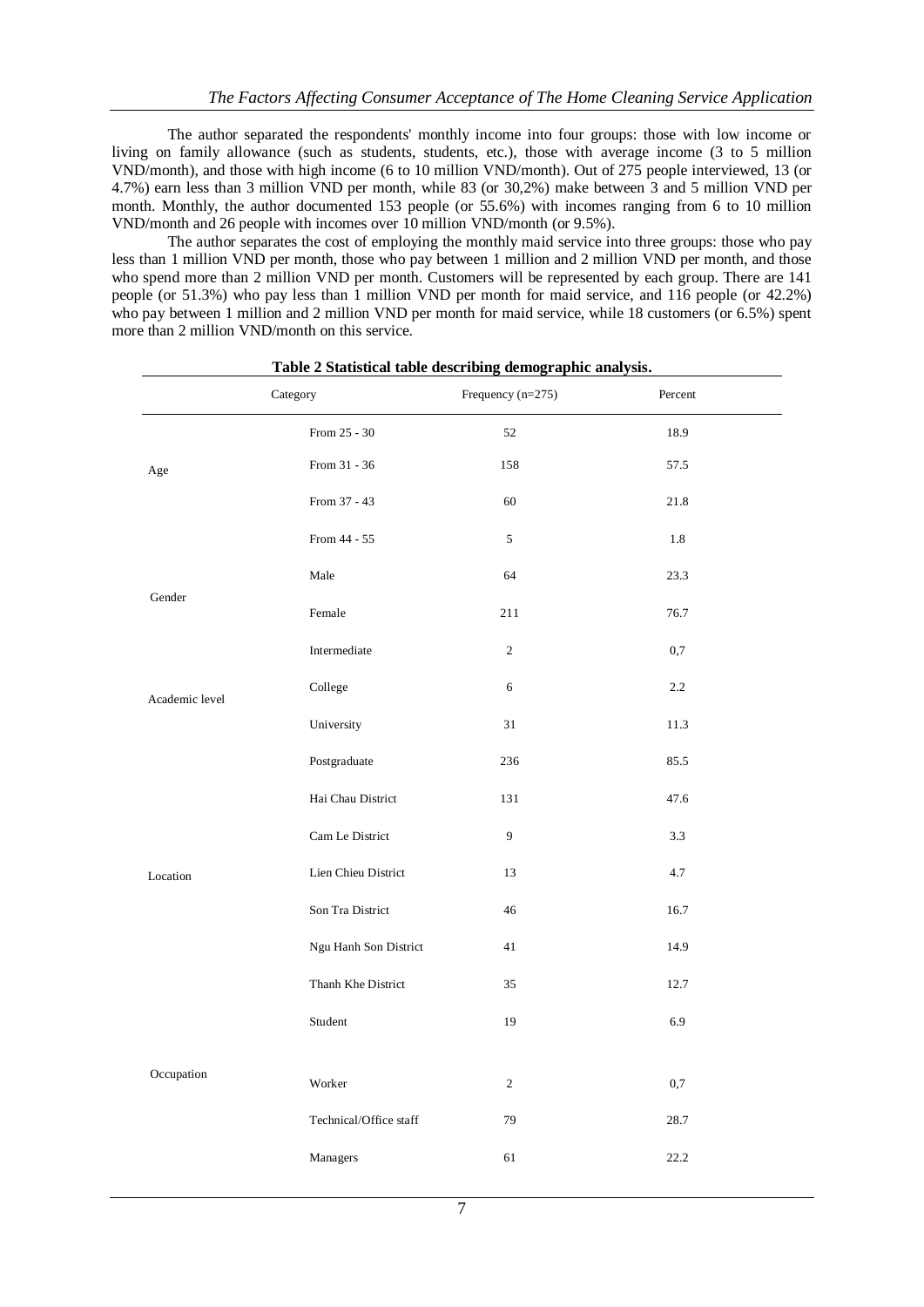The author separated the respondents' monthly income into four groups: those with low income or living on family allowance (such as students, students, etc.), those with average income (3 to 5 million VND/month), and those with high income (6 to 10 million VND/month). Out of 275 people interviewed, 13 (or 4.7%) earn less than 3 million VND per month, while 83 (or 30,2%) make between 3 and 5 million VND per month. Monthly, the author documented 153 people (or 55.6%) with incomes ranging from 6 to 10 million VND/month and 26 people with incomes over 10 million VND/month (or 9.5%).

The author separates the cost of employing the monthly maid service into three groups: those who pay less than 1 million VND per month, those who pay between 1 million and 2 million VND per month, and those who spend more than 2 million VND per month. Customers will be represented by each group. There are 141 people (or 51.3%) who pay less than 1 million VND per month for maid service, and 116 people (or 42.2%) who pay between 1 million and 2 million VND per month for maid service, while 18 customers (or 6.5%) spent more than 2 million VND/month on this service.

**Table 2 Statistical table describing demographic analysis.**

| Category | | Frequency (n=275) | Percent |
|---|---|---|---|
| Age | From 25 - 30 | 52 | 18.9 |
| | From 31 - 36 | 158 | 57.5 |
| | From 37 - 43 | 60 | 21.8 |
| | From 44 - 55 | 5 | 1.8 |
| Gender | Male | 64 | 23.3 |
| | Female | 211 | 76.7 |
| Academic level | Intermediate | 2 | 0,7 |
| | College | 6 | 2.2 |
| | University | 31 | 11.3 |
| | Postgraduate | 236 | 85.5 |
| Location | Hai Chau District | 131 | 47.6 |
| | Cam Le District | 9 | 3.3 |
| | Lien Chieu District | 13 | 4.7 |
| | Son Tra District | 46 | 16.7 |
| | Ngu Hanh Son District | 41 | 14.9 |
| | Thanh Khe District | 35 | 12.7 |
| Occupation | Student | 19 | 6.9 |
| | Worker | 2 | 0,7 |
| | Technical/Office staff | 79 | 28.7 |
| | Managers | 61 | 22.2 |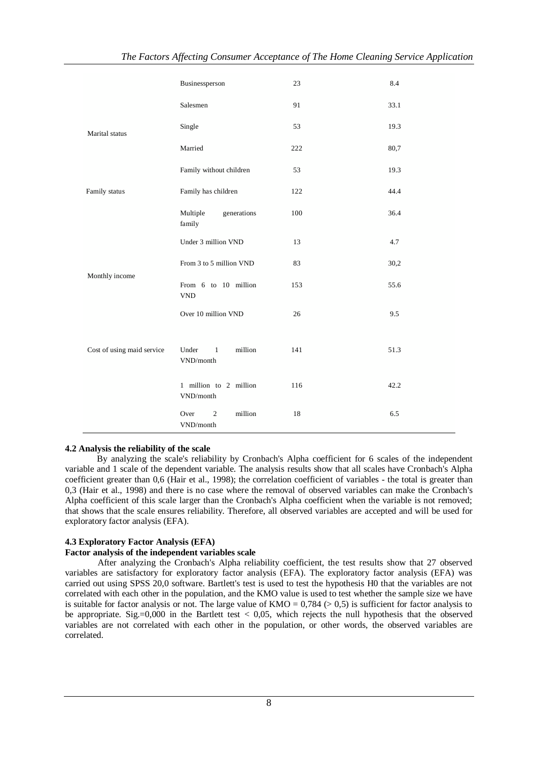|  | Businessperson | 23 | 8.4 |
| --- | --- | --- | --- |
|  | Salesmen | 91 | 33.1 |
| Marital status | Single | 53 | 19.3 |
|  | Married | 222 | 80,7 |
| Family status | Family without children | 53 | 19.3 |
|  | Family has children | 122 | 44.4 |
|  | Multiple generations family | 100 | 36.4 |
| Monthly income | Under 3 million VND | 13 | 4.7 |
|  | From 3 to 5 million VND | 83 | 30,2 |
|  | From 6 to 10 million VND | 153 | 55.6 |
|  | Over 10 million VND | 26 | 9.5 |
| Cost of using maid service | Under 1 million VND/month | 141 | 51.3 |
|  | 1 million to 2 million VND/month | 116 | 42.2 |
|  | Over 2 million VND/month | 18 | 6.5 |

**4.2 Analysis the reliability of the scale**

By analyzing the scale's reliability by Cronbach's Alpha coefficient for 6 scales of the independent variable and 1 scale of the dependent variable. The analysis results show that all scales have Cronbach's Alpha coefficient greater than 0,6 (Hair et al., 1998); the correlation coefficient of variables - the total is greater than 0,3 (Hair et al., 1998) and there is no case where the removal of observed variables can make the Cronbach's Alpha coefficient of this scale larger than the Cronbach's Alpha coefficient when the variable is not removed; that shows that the scale ensures reliability. Therefore, all observed variables are accepted and will be used for exploratory factor analysis (EFA).

**4.3 Exploratory Factor Analysis (EFA)**

**Factor analysis of the independent variables scale**

After analyzing the Cronbach's Alpha reliability coefficient, the test results show that 27 observed variables are satisfactory for exploratory factor analysis (EFA). The exploratory factor analysis (EFA) was carried out using SPSS 20,0 software. Bartlett's test is used to test the hypothesis H0 that the variables are not correlated with each other in the population, and the KMO value is used to test whether the sample size we have is suitable for factor analysis or not. The large value of KMO = 0,784 (> 0,5) is sufficient for factor analysis to be appropriate. Sig.=0,000 in the Bartlett test < 0,05, which rejects the null hypothesis that the observed variables are not correlated with each other in the population, or other words, the observed variables are correlated.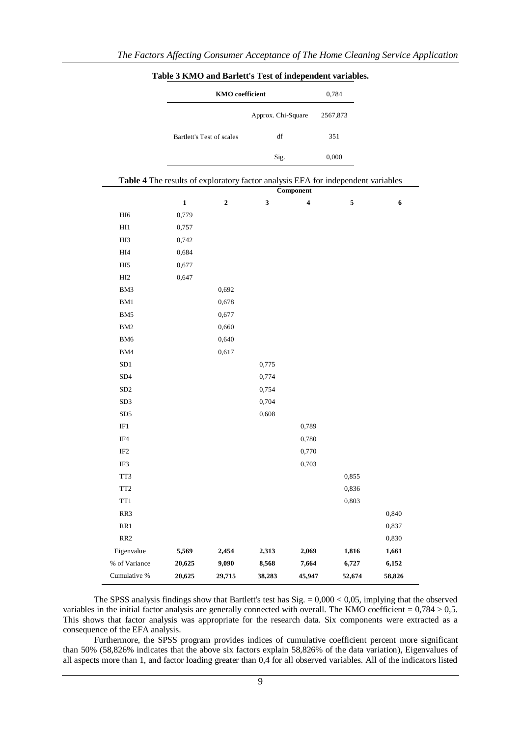**Table 3 KMO and Barlett's Test of independent variables.**

| KMO coefficient | | 0,784 |
|---|---|---|
| Bartlett's Test of scales | Approx. Chi-Square | 2567,873 |
| | df | 351 |
| | Sig. | 0,000 |

**Table 4** The results of exploratory factor analysis EFA for independent variables

| | Component | | | | | |
|---|---|---|---|---|---|---|
| | **1** | **2** | **3** | **4** | **5** | **6** |
| HI6 | 0,779 | | | | | |
| HI1 | 0,757 | | | | | |
| HI3 | 0,742 | | | | | |
| HI4 | 0,684 | | | | | |
| HI5 | 0,677 | | | | | |
| HI2 | 0,647 | | | | | |
| BM3 | | 0,692 | | | | |
| BM1 | | 0,678 | | | | |
| BM5 | | 0,677 | | | | |
| BM2 | | 0,660 | | | | |
| BM6 | | 0,640 | | | | |
| BM4 | | 0,617 | | | | |
| SD1 | | | 0,775 | | | |
| SD4 | | | 0,774 | | | |
| SD2 | | | 0,754 | | | |
| SD3 | | | 0,704 | | | |
| SD5 | | | 0,608 | | | |
| IF1 | | | | 0,789 | | |
| IF4 | | | | 0,780 | | |
| IF2 | | | | 0,770 | | |
| IF3 | | | | 0,703 | | |
| TT3 | | | | | 0,855 | |
| TT2 | | | | | 0,836 | |
| TT1 | | | | | 0,803 | |
| RR3 | | | | | | 0,840 |
| RR1 | | | | | | 0,837 |
| RR2 | | | | | | 0,830 |
| Eigenvalue | **5,569** | **2,454** | **2,313** | **2,069** | **1,816** | **1,661** |
| % of Variance | **20,625** | **9,090** | **8,568** | **7,664** | **6,727** | **6,152** |
| Cumulative % | **20,625** | **29,715** | **38,283** | **45,947** | **52,674** | **58,826** |

The SPSS analysis findings show that Bartlett's test has Sig. = 0,000 < 0,05, implying that the observed variables in the initial factor analysis are generally connected with overall. The KMO coefficient = 0,784 > 0,5. This shows that factor analysis was appropriate for the research data. Six components were extracted as a consequence of the EFA analysis.

Furthermore, the SPSS program provides indices of cumulative coefficient percent more significant than 50% (58,826% indicates that the above six factors explain 58,826% of the data variation), Eigenvalues of all aspects more than 1, and factor loading greater than 0,4 for all observed variables. All of the indicators listed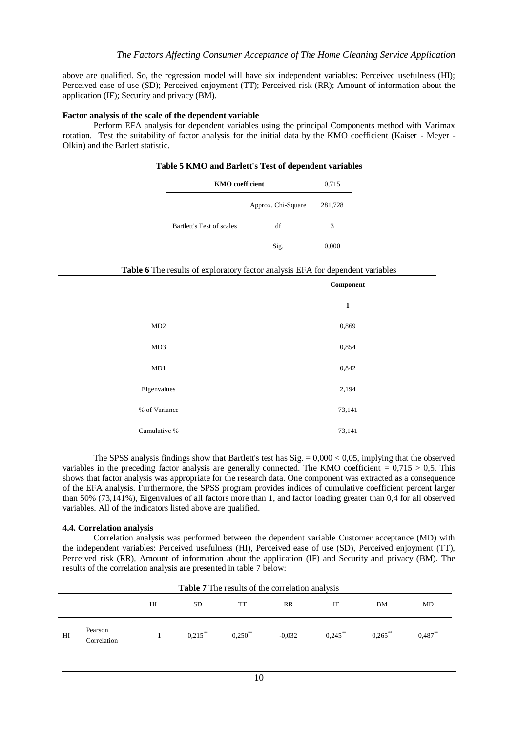above are qualified. So, the regression model will have six independent variables: Perceived usefulness (HI); Perceived ease of use (SD); Perceived enjoyment (TT); Perceived risk (RR); Amount of information about the application (IF); Security and privacy (BM).

**Factor analysis of the scale of the dependent variable**

Perform EFA analysis for dependent variables using the principal Components method with Varimax rotation. Test the suitability of factor analysis for the initial data by the KMO coefficient (Kaiser - Meyer - Olkin) and the Barlett statistic.

**Table 5 KMO and Barlett's Test of dependent variables**

| KMO coefficient | | 0,715 |
|---|---|---|
| Bartlett's Test of scales | Approx. Chi-Square | 281,728 |
| | df | 3 |
| | Sig. | 0,000 |

**Table 6** The results of exploratory factor analysis EFA for dependent variables

| | Component |
|---|---|
| | **1** |
| MD2 | 0,869 |
| MD3 | 0,854 |
| MD1 | 0,842 |
| Eigenvalues | 2,194 |
| % of Variance | 73,141 |
| Cumulative % | 73,141 |

The SPSS analysis findings show that Bartlett's test has Sig. = 0,000 < 0,05, implying that the observed variables in the preceding factor analysis are generally connected. The KMO coefficient = 0,715 > 0,5. This shows that factor analysis was appropriate for the research data. One component was extracted as a consequence of the EFA analysis. Furthermore, the SPSS program provides indices of cumulative coefficient percent larger than 50% (73,141%), Eigenvalues of all factors more than 1, and factor loading greater than 0,4 for all observed variables. All of the indicators listed above are qualified.

#### 4.4. Correlation analysis

Correlation analysis was performed between the dependent variable Customer acceptance (MD) with the independent variables: Perceived usefulness (HI), Perceived ease of use (SD), Perceived enjoyment (TT), Perceived risk (RR), Amount of information about the application (IF) and Security and privacy (BM). The results of the correlation analysis are presented in table 7 below:

**Table 7** The results of the correlation analysis

| | | HI | SD | TT | RR | IF | BM | MD |
|---|---|---|---|---|---|---|---|---|
| HI | Pearson Correlation | 1 | 0,215** | 0,250** | -0,032 | 0,245** | 0,265** | 0,487** |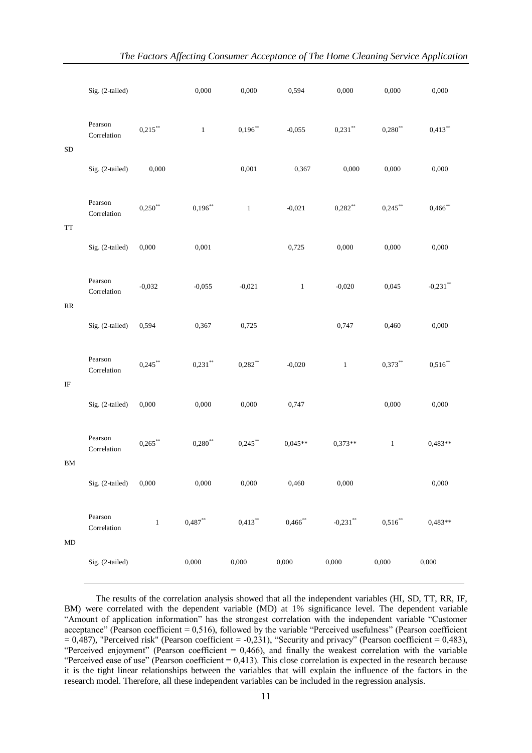| | | | | | | | | |
|---|---|---|---|---|---|---|---|---|
| | Sig. (2-tailed) | | 0,000 | 0,000 | 0,594 | 0,000 | 0,000 | 0,000 |
| SD | Pearson Correlation | 0,215** | 1 | 0,196** | -0,055 | 0,231** | 0,280** | 0,413** |
| | Sig. (2-tailed) | 0,000 | | 0,001 | 0,367 | 0,000 | 0,000 | 0,000 |
| TT | Pearson Correlation | 0,250** | 0,196** | 1 | -0,021 | 0,282** | 0,245** | 0,466** |
| | Sig. (2-tailed) | 0,000 | 0,001 | | 0,725 | 0,000 | 0,000 | 0,000 |
| RR | Pearson Correlation | -0,032 | -0,055 | -0,021 | 1 | -0,020 | 0,045 | -0,231** |
| | Sig. (2-tailed) | 0,594 | 0,367 | 0,725 | | 0,747 | 0,460 | 0,000 |
| IF | Pearson Correlation | 0,245** | 0,231** | 0,282** | -0,020 | 1 | 0,373** | 0,516** |
| | Sig. (2-tailed) | 0,000 | 0,000 | 0,000 | 0,747 | | 0,000 | 0,000 |
| BM | Pearson Correlation | 0,265** | 0,280** | 0,245** | 0,045** | 0,373** | 1 | 0,483** |
| | Sig. (2-tailed) | 0,000 | 0,000 | 0,000 | 0,460 | 0,000 | | 0,000 |
| MD | Pearson Correlation | 1 | 0,487** | 0,413** | 0,466** | -0,231** | 0,516** | 0,483** |
| | Sig. (2-tailed) | | 0,000 | 0,000 | 0,000 | 0,000 | 0,000 | 0,000 |

The results of the correlation analysis showed that all the independent variables (HI, SD, TT, RR, IF, BM) were correlated with the dependent variable (MD) at 1% significance level. The dependent variable "Amount of application information" has the strongest correlation with the independent variable "Customer acceptance" (Pearson coefficient = 0,516), followed by the variable "Perceived usefulness" (Pearson coefficient = 0,487), "Perceived risk" (Pearson coefficient = -0,231), "Security and privacy" (Pearson coefficient = 0,483), "Perceived enjoyment" (Pearson coefficient = 0,466), and finally the weakest correlation with the variable "Perceived ease of use" (Pearson coefficient = 0,413). This close correlation is expected in the research because it is the tight linear relationships between the variables that will explain the influence of the factors in the research model. Therefore, all these independent variables can be included in the regression analysis.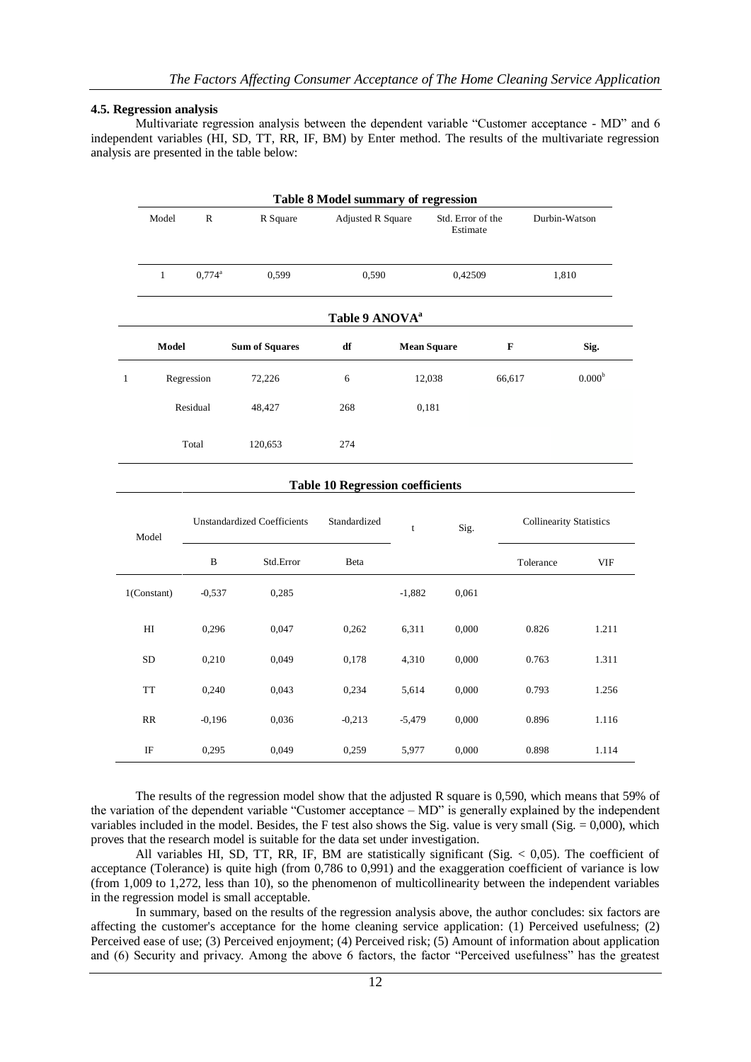#### 4.5. Regression analysis

Multivariate regression analysis between the dependent variable "Customer acceptance - MD" and 6 independent variables (HI, SD, TT, RR, IF, BM) by Enter method. The results of the multivariate regression analysis are presented in the table below:

**Table 8 Model summary of regression**

| Model | R | R Square | Adjusted R Square | Std. Error of the Estimate | Durbin-Watson |
|---|---|---|---|---|---|
| 1 | 0,774[a] | 0,599 | 0,590 | 0,42509 | 1,810 |

**Table 9 ANOVA[a]**

| | Model | Sum of Squares | df | Mean Square | F | Sig. |
|---|---|---|---|---|---|---|
| 1 | Regression | 72,226 | 6 | 12,038 | 66,617 | 0.000[b] |
| | Residual | 48,427 | 268 | 0,181 | | |
| | Total | 120,653 | 274 | | | |

**Table 10 Regression coefficients**

| Model | Unstandardized Coefficients | | Standardized | t | Sig. | Collinearity Statistics | |
|---|---|---|---|---|---|---|---|
| | B | Std.Error | Beta | | | Tolerance | VIF |
| 1(Constant) | -0,537 | 0,285 | | -1,882 | 0,061 | | |
| HI | 0,296 | 0,047 | 0,262 | 6,311 | 0,000 | 0.826 | 1.211 |
| SD | 0,210 | 0,049 | 0,178 | 4,310 | 0,000 | 0.763 | 1.311 |
| TT | 0,240 | 0,043 | 0,234 | 5,614 | 0,000 | 0.793 | 1.256 |
| RR | -0,196 | 0,036 | -0,213 | -5,479 | 0,000 | 0.896 | 1.116 |
| IF | 0,295 | 0,049 | 0,259 | 5,977 | 0,000 | 0.898 | 1.114 |

The results of the regression model show that the adjusted R square is 0,590, which means that 59% of the variation of the dependent variable "Customer acceptance – MD" is generally explained by the independent variables included in the model. Besides, the F test also shows the Sig. value is very small (Sig. = 0,000), which proves that the research model is suitable for the data set under investigation.

All variables HI, SD, TT, RR, IF, BM are statistically significant (Sig. < 0,05). The coefficient of acceptance (Tolerance) is quite high (from 0,786 to 0,991) and the exaggeration coefficient of variance is low (from 1,009 to 1,272, less than 10), so the phenomenon of multicollinearity between the independent variables in the regression model is small acceptable.

In summary, based on the results of the regression analysis above, the author concludes: six factors are affecting the customer's acceptance for the home cleaning service application: (1) Perceived usefulness; (2) Perceived ease of use; (3) Perceived enjoyment; (4) Perceived risk; (5) Amount of information about application and (6) Security and privacy. Among the above 6 factors, the factor "Perceived usefulness" has the greatest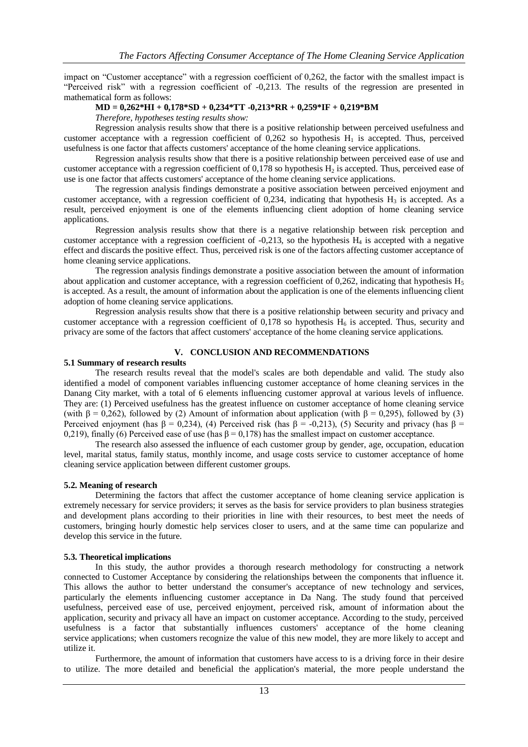impact on "Customer acceptance" with a regression coefficient of 0,262, the factor with the smallest impact is "Perceived risk" with a regression coefficient of -0,213. The results of the regression are presented in mathematical form as follows:

**MD = 0,262\*HI + 0,178\*SD + 0,234\*TT -0,213\*RR + 0,259\*IF + 0,219\*BM**

*Therefore, hypotheses testing results show:*

Regression analysis results show that there is a positive relationship between perceived usefulness and customer acceptance with a regression coefficient of 0,262 so hypothesis $H_1$ is accepted. Thus, perceived usefulness is one factor that affects customers' acceptance of the home cleaning service applications.

Regression analysis results show that there is a positive relationship between perceived ease of use and customer acceptance with a regression coefficient of 0,178 so hypothesis $H_2$ is accepted. Thus, perceived ease of use is one factor that affects customers' acceptance of the home cleaning service applications.

The regression analysis findings demonstrate a positive association between perceived enjoyment and customer acceptance, with a regression coefficient of 0,234, indicating that hypothesis $H_3$ is accepted. As a result, perceived enjoyment is one of the elements influencing client adoption of home cleaning service applications.

Regression analysis results show that there is a negative relationship between risk perception and customer acceptance with a regression coefficient of -0,213, so the hypothesis $H_4$ is accepted with a negative effect and discards the positive effect. Thus, perceived risk is one of the factors affecting customer acceptance of home cleaning service applications.

The regression analysis findings demonstrate a positive association between the amount of information about application and customer acceptance, with a regression coefficient of 0,262, indicating that hypothesis $H_5$ is accepted. As a result, the amount of information about the application is one of the elements influencing client adoption of home cleaning service applications.

Regression analysis results show that there is a positive relationship between security and privacy and customer acceptance with a regression coefficient of 0,178 so hypothesis $H_6$ is accepted. Thus, security and privacy are some of the factors that affect customers' acceptance of the home cleaning service applications.

## V. CONCLUSION AND RECOMMENDATIONS

### 5.1 Summary of research results

The research results reveal that the model's scales are both dependable and valid. The study also identified a model of component variables influencing customer acceptance of home cleaning services in the Danang City market, with a total of 6 elements influencing customer approval at various levels of influence. They are: (1) Perceived usefulness has the greatest influence on customer acceptance of home cleaning service (with $\beta = 0{,}262$), followed by (2) Amount of information about application (with $\beta = 0{,}295$), followed by (3) Perceived enjoyment (has $\beta = 0{,}234$), (4) Perceived risk (has $\beta = -0{,}213$), (5) Security and privacy (has $\beta = 0{,}219$), finally (6) Perceived ease of use (has $\beta = 0{,}178$) has the smallest impact on customer acceptance.

The research also assessed the influence of each customer group by gender, age, occupation, education level, marital status, family status, monthly income, and usage costs service to customer acceptance of home cleaning service application between different customer groups.

### 5.2. Meaning of research

Determining the factors that affect the customer acceptance of home cleaning service application is extremely necessary for service providers; it serves as the basis for service providers to plan business strategies and development plans according to their priorities in line with their resources, to best meet the needs of customers, bringing hourly domestic help services closer to users, and at the same time can popularize and develop this service in the future.

### 5.3. Theoretical implications

In this study, the author provides a thorough research methodology for constructing a network connected to Customer Acceptance by considering the relationships between the components that influence it. This allows the author to better understand the consumer's acceptance of new technology and services, particularly the elements influencing customer acceptance in Da Nang. The study found that perceived usefulness, perceived ease of use, perceived enjoyment, perceived risk, amount of information about the application, security and privacy all have an impact on customer acceptance. According to the study, perceived usefulness is a factor that substantially influences customers' acceptance of the home cleaning service applications; when customers recognize the value of this new model, they are more likely to accept and utilize it.

Furthermore, the amount of information that customers have access to is a driving force in their desire to utilize. The more detailed and beneficial the application's material, the more people understand the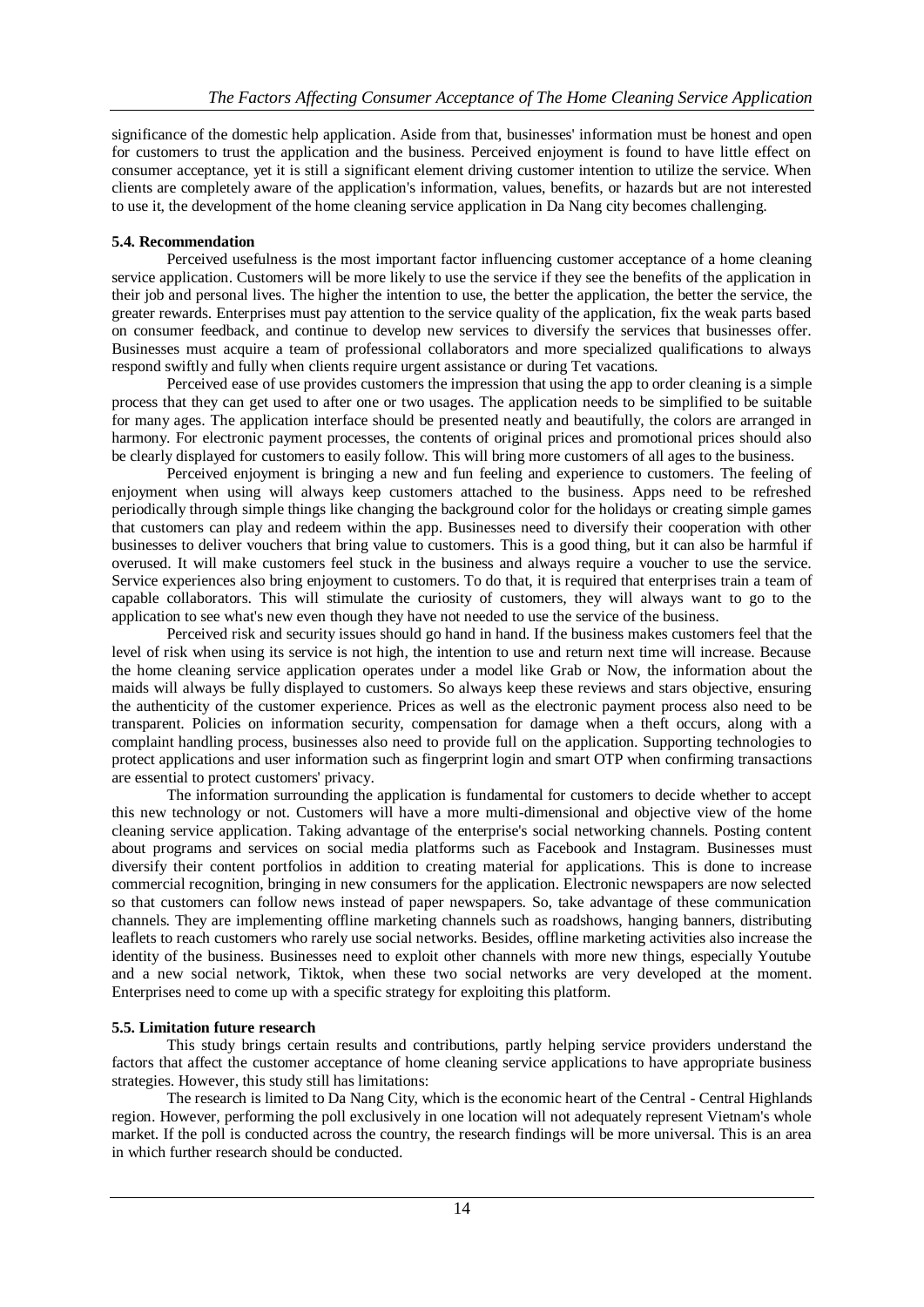significance of the domestic help application. Aside from that, businesses' information must be honest and open for customers to trust the application and the business. Perceived enjoyment is found to have little effect on consumer acceptance, yet it is still a significant element driving customer intention to utilize the service. When clients are completely aware of the application's information, values, benefits, or hazards but are not interested to use it, the development of the home cleaning service application in Da Nang city becomes challenging.

**5.4. Recommendation**

Perceived usefulness is the most important factor influencing customer acceptance of a home cleaning service application. Customers will be more likely to use the service if they see the benefits of the application in their job and personal lives. The higher the intention to use, the better the application, the better the service, the greater rewards. Enterprises must pay attention to the service quality of the application, fix the weak parts based on consumer feedback, and continue to develop new services to diversify the services that businesses offer. Businesses must acquire a team of professional collaborators and more specialized qualifications to always respond swiftly and fully when clients require urgent assistance or during Tet vacations.

Perceived ease of use provides customers the impression that using the app to order cleaning is a simple process that they can get used to after one or two usages. The application needs to be simplified to be suitable for many ages. The application interface should be presented neatly and beautifully, the colors are arranged in harmony. For electronic payment processes, the contents of original prices and promotional prices should also be clearly displayed for customers to easily follow. This will bring more customers of all ages to the business.

Perceived enjoyment is bringing a new and fun feeling and experience to customers. The feeling of enjoyment when using will always keep customers attached to the business. Apps need to be refreshed periodically through simple things like changing the background color for the holidays or creating simple games that customers can play and redeem within the app. Businesses need to diversify their cooperation with other businesses to deliver vouchers that bring value to customers. This is a good thing, but it can also be harmful if overused. It will make customers feel stuck in the business and always require a voucher to use the service. Service experiences also bring enjoyment to customers. To do that, it is required that enterprises train a team of capable collaborators. This will stimulate the curiosity of customers, they will always want to go to the application to see what's new even though they have not needed to use the service of the business.

Perceived risk and security issues should go hand in hand. If the business makes customers feel that the level of risk when using its service is not high, the intention to use and return next time will increase. Because the home cleaning service application operates under a model like Grab or Now, the information about the maids will always be fully displayed to customers. So always keep these reviews and stars objective, ensuring the authenticity of the customer experience. Prices as well as the electronic payment process also need to be transparent. Policies on information security, compensation for damage when a theft occurs, along with a complaint handling process, businesses also need to provide full on the application. Supporting technologies to protect applications and user information such as fingerprint login and smart OTP when confirming transactions are essential to protect customers' privacy.

The information surrounding the application is fundamental for customers to decide whether to accept this new technology or not. Customers will have a more multi-dimensional and objective view of the home cleaning service application. Taking advantage of the enterprise's social networking channels. Posting content about programs and services on social media platforms such as Facebook and Instagram. Businesses must diversify their content portfolios in addition to creating material for applications. This is done to increase commercial recognition, bringing in new consumers for the application. Electronic newspapers are now selected so that customers can follow news instead of paper newspapers. So, take advantage of these communication channels. They are implementing offline marketing channels such as roadshows, hanging banners, distributing leaflets to reach customers who rarely use social networks. Besides, offline marketing activities also increase the identity of the business. Businesses need to exploit other channels with more new things, especially Youtube and a new social network, Tiktok, when these two social networks are very developed at the moment. Enterprises need to come up with a specific strategy for exploiting this platform.

**5.5. Limitation future research**

This study brings certain results and contributions, partly helping service providers understand the factors that affect the customer acceptance of home cleaning service applications to have appropriate business strategies. However, this study still has limitations:

The research is limited to Da Nang City, which is the economic heart of the Central - Central Highlands region. However, performing the poll exclusively in one location will not adequately represent Vietnam's whole market. If the poll is conducted across the country, the research findings will be more universal. This is an area in which further research should be conducted.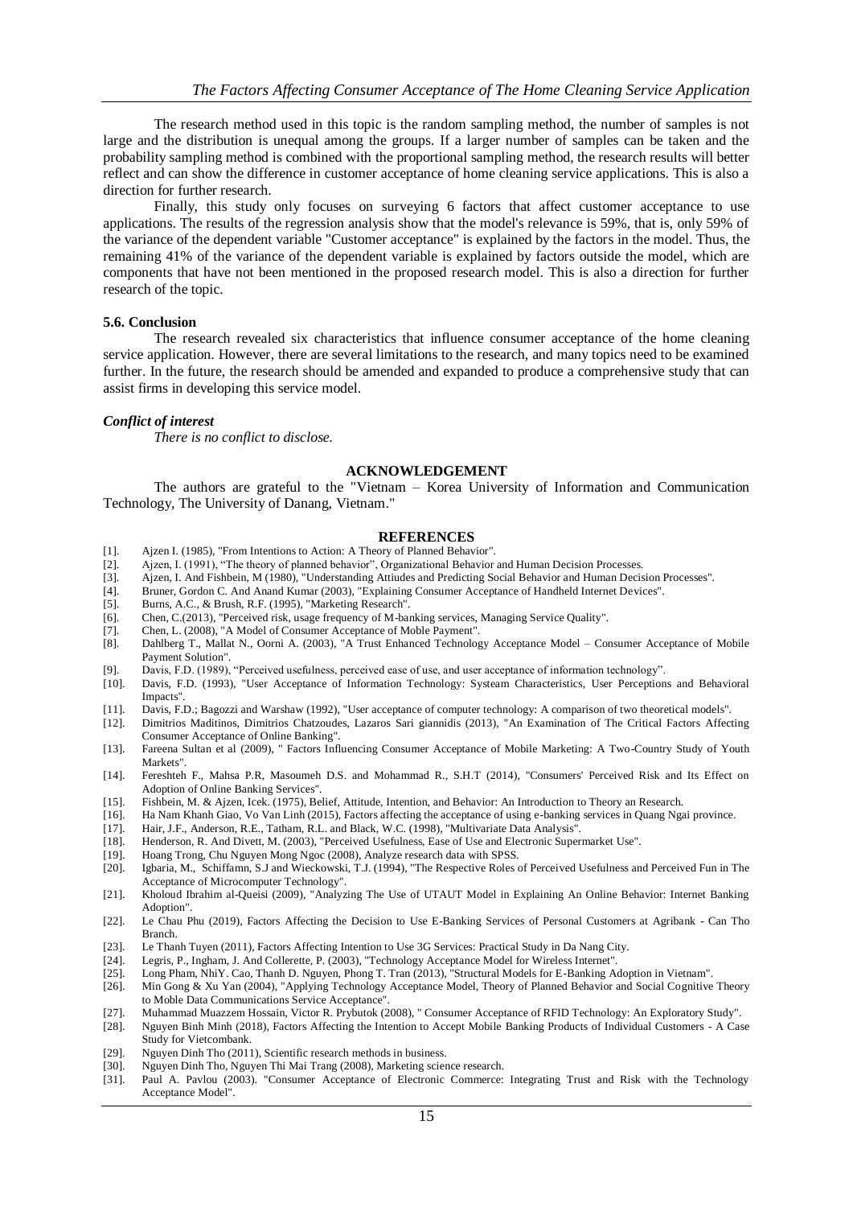The research method used in this topic is the random sampling method, the number of samples is not large and the distribution is unequal among the groups. If a larger number of samples can be taken and the probability sampling method is combined with the proportional sampling method, the research results will better reflect and can show the difference in customer acceptance of home cleaning service applications. This is also a direction for further research.

Finally, this study only focuses on surveying 6 factors that affect customer acceptance to use applications. The results of the regression analysis show that the model's relevance is 59%, that is, only 59% of the variance of the dependent variable "Customer acceptance" is explained by the factors in the model. Thus, the remaining 41% of the variance of the dependent variable is explained by factors outside the model, which are components that have not been mentioned in the proposed research model. This is also a direction for further research of the topic.

### 5.6. Conclusion

The research revealed six characteristics that influence consumer acceptance of the home cleaning service application. However, there are several limitations to the research, and many topics need to be examined further. In the future, the research should be amended and expanded to produce a comprehensive study that can assist firms in developing this service model.

***Conflict of interest***

*There is no conflict to disclose.*

## ACKNOWLEDGEMENT

The authors are grateful to the "Vietnam – Korea University of Information and Communication Technology, The University of Danang, Vietnam."

## REFERENCES

[1]. Ajzen I. (1985), "From Intentions to Action: A Theory of Planned Behavior".
[2]. Ajzen, I. (1991), "The theory of planned behavior", Organizational Behavior and Human Decision Processes.
[3]. Ajzen, I. And Fishbein, M (1980), "Understanding Attiudes and Predicting Social Behavior and Human Decision Processes".
[4]. Bruner, Gordon C. And Anand Kumar (2003), "Explaining Consumer Acceptance of Handheld Internet Devices".
[5]. Burns, A.C., & Brush, R.F. (1995), "Marketing Research".
[6]. Chen, C.(2013), "Perceived risk, usage frequency of M-banking services, Managing Service Quality".
[7]. Chen, L. (2008), "A Model of Consumer Acceptance of Moble Payment".
[8]. Dahlberg T., Mallat N., Oorni A. (2003), "A Trust Enhanced Technology Acceptance Model – Consumer Acceptance of Mobile Payment Solution".
[9]. Davis, F.D. (1989), "Perceived usefulness, perceived ease of use, and user acceptance of information technology".
[10]. Davis, F.D. (1993), "User Acceptance of Information Technology: Systeam Characteristics, User Perceptions and Behavioral Impacts".
[11]. Davis, F.D.; Bagozzi and Warshaw (1992), "User acceptance of computer technology: A comparison of two theoretical models".
[12]. Dimitrios Maditinos, Dimitrios Chatzoudes, Lazaros Sari giannidis (2013), "An Examination of The Critical Factors Affecting Consumer Acceptance of Online Banking".
[13]. Fareena Sultan et al (2009), " Factors Influencing Consumer Acceptance of Mobile Marketing: A Two-Country Study of Youth Markets".
[14]. Fereshteh F., Mahsa P.R, Masoumeh D.S. and Mohammad R., S.H.T (2014), "Consumers' Perceived Risk and Its Effect on Adoption of Online Banking Services".
[15]. Fishbein, M. & Ajzen, Icek. (1975), Belief, Attitude, Intention, and Behavior: An Introduction to Theory an Research.
[16]. Ha Nam Khanh Giao, Vo Van Linh (2015), Factors affecting the acceptance of using e-banking services in Quang Ngai province.
[17]. Hair, J.F., Anderson, R.E., Tatham, R.L. and Black, W.C. (1998), "Multivariate Data Analysis".
[18]. Henderson, R. And Divett, M. (2003), "Perceived Usefulness, Ease of Use and Electronic Supermarket Use".
[19]. Hoang Trong, Chu Nguyen Mong Ngoc (2008), Analyze research data with SPSS.
[20]. Igbaria, M., Schiffamn, S.J and Wieckowski, T.J. (1994), "The Respective Roles of Perceived Usefulness and Perceived Fun in The Acceptance of Microcomputer Technology".
[21]. Kholoud Ibrahim al-Queisi (2009), "Analyzing The Use of UTAUT Model in Explaining An Online Behavior: Internet Banking Adoption".
[22]. Le Chau Phu (2019), Factors Affecting the Decision to Use E-Banking Services of Personal Customers at Agribank - Can Tho Branch.
[23]. Le Thanh Tuyen (2011), Factors Affecting Intention to Use 3G Services: Practical Study in Da Nang City.
[24]. Legris, P., Ingham, J. And Collerette, P. (2003), "Technology Acceptance Model for Wireless Internet".
[25]. Long Pham, NhiY. Cao, Thanh D. Nguyen, Phong T. Tran (2013), "Structural Models for E-Banking Adoption in Vietnam".
[26]. Min Gong & Xu Yan (2004), "Applying Technology Acceptance Model, Theory of Planned Behavior and Social Cognitive Theory to Moble Data Communications Service Acceptance".
[27]. Muhammad Muazzem Hossain, Victor R. Prybutok (2008), " Consumer Acceptance of RFID Technology: An Exploratory Study".
[28]. Nguyen Binh Minh (2018), Factors Affecting the Intention to Accept Mobile Banking Products of Individual Customers - A Case Study for Vietcombank.
[29]. Nguyen Dinh Tho (2011), Scientific research methods in business.
[30]. Nguyen Dinh Tho, Nguyen Thi Mai Trang (2008), Marketing science research.
[31]. Paul A. Pavlou (2003). "Consumer Acceptance of Electronic Commerce: Integrating Trust and Risk with the Technology Acceptance Model".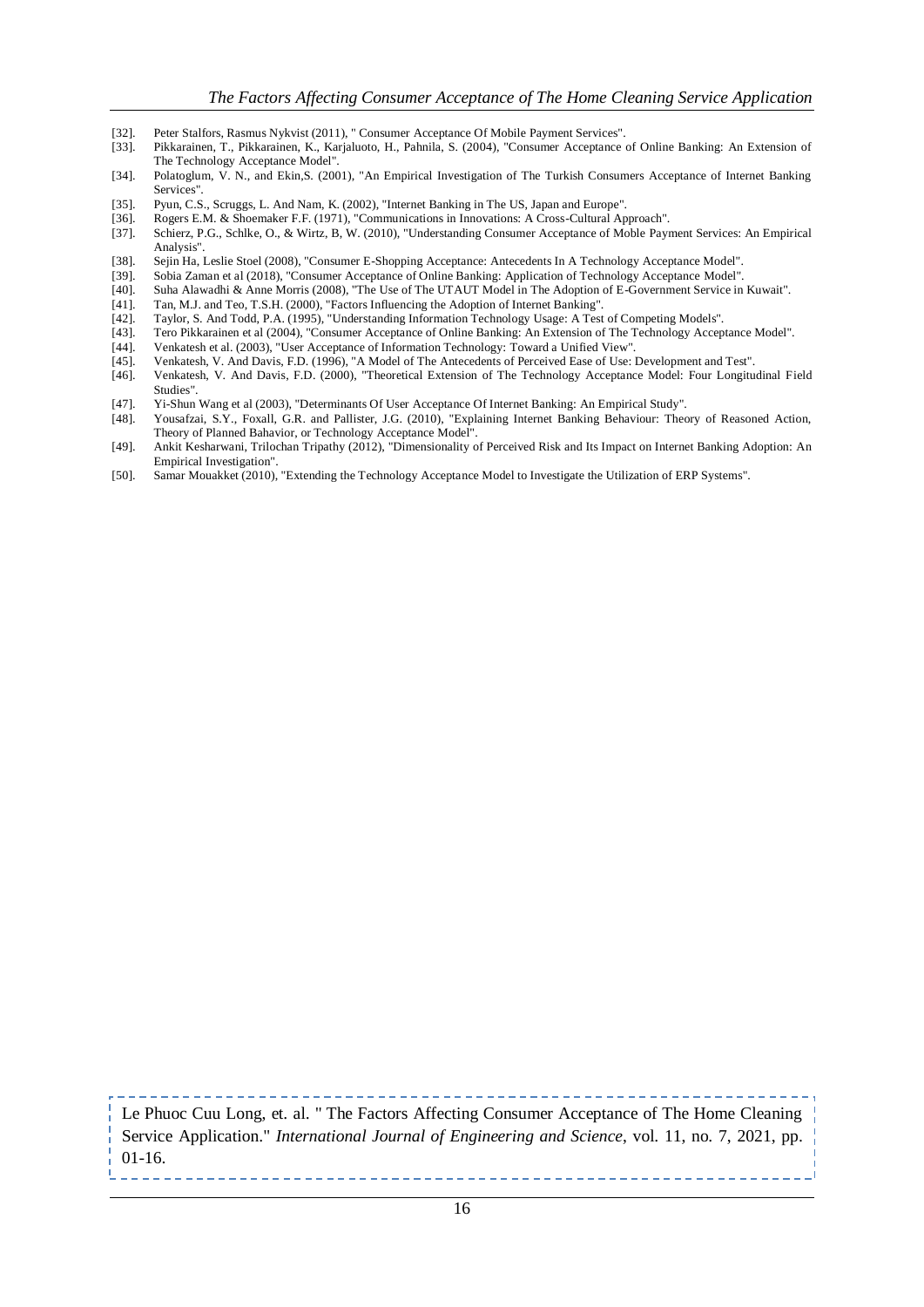[32]. Peter Stalfors, Rasmus Nykvist (2011), " Consumer Acceptance Of Mobile Payment Services".
[33]. Pikkarainen, T., Pikkarainen, K., Karjaluoto, H., Pahnila, S. (2004), "Consumer Acceptance of Online Banking: An Extension of The Technology Acceptance Model".
[34]. Polatoglum, V. N., and Ekin,S. (2001), "An Empirical Investigation of The Turkish Consumers Acceptance of Internet Banking Services".
[35]. Pyun, C.S., Scruggs, L. And Nam, K. (2002), "Internet Banking in The US, Japan and Europe".
[36]. Rogers E.M. & Shoemaker F.F. (1971), "Communications in Innovations: A Cross-Cultural Approach".
[37]. Schierz, P.G., Schlke, O., & Wirtz, B, W. (2010), "Understanding Consumer Acceptance of Moble Payment Services: An Empirical Analysis".
[38]. Sejin Ha, Leslie Stoel (2008), "Consumer E-Shopping Acceptance: Antecedents In A Technology Acceptance Model".
[39]. Sobia Zaman et al (2018), "Consumer Acceptance of Online Banking: Application of Technology Acceptance Model".
[40]. Suha Alawadhi & Anne Morris (2008), "The Use of The UTAUT Model in The Adoption of E-Government Service in Kuwait".
[41]. Tan, M.J. and Teo, T.S.H. (2000), "Factors Influencing the Adoption of Internet Banking".
[42]. Taylor, S. And Todd, P.A. (1995), "Understanding Information Technology Usage: A Test of Competing Models".
[43]. Tero Pikkarainen et al (2004), "Consumer Acceptance of Online Banking: An Extension of The Technology Acceptance Model".
[44]. Venkatesh et al. (2003), "User Acceptance of Information Technology: Toward a Unified View".
[45]. Venkatesh, V. And Davis, F.D. (1996), "A Model of The Antecedents of Perceived Ease of Use: Development and Test".
[46]. Venkatesh, V. And Davis, F.D. (2000), "Theoretical Extension of The Technology Acceptance Model: Four Longitudinal Field Studies".
[47]. Yi-Shun Wang et al (2003), "Determinants Of User Acceptance Of Internet Banking: An Empirical Study".
[48]. Yousafzai, S.Y., Foxall, G.R. and Pallister, J.G. (2010), "Explaining Internet Banking Behaviour: Theory of Reasoned Action, Theory of Planned Bahavior, or Technology Acceptance Model".
[49]. Ankit Kesharwani, Trilochan Tripathy (2012), "Dimensionality of Perceived Risk and Its Impact on Internet Banking Adoption: An Empirical Investigation".
[50]. Samar Mouakket (2010), "Extending the Technology Acceptance Model to Investigate the Utilization of ERP Systems".

Le Phuoc Cuu Long, et. al. " The Factors Affecting Consumer Acceptance of The Home Cleaning Service Application." *International Journal of Engineering and Science*, vol. 11, no. 7, 2021, pp. 01-16.